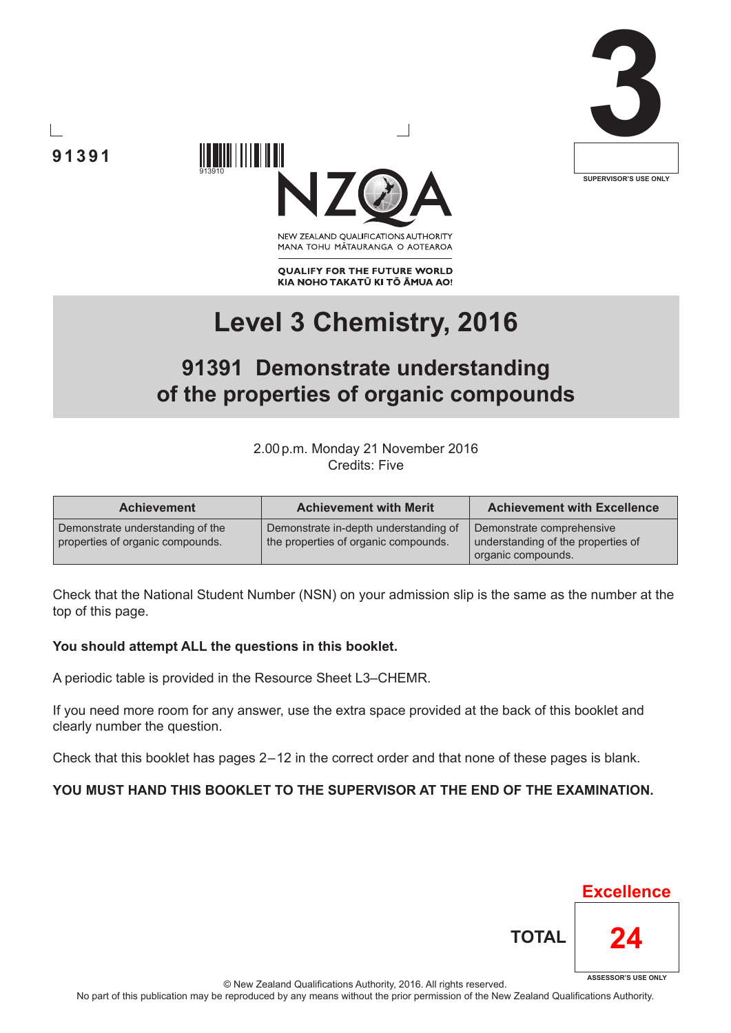91391

3

SUPERVISOR'S USE ONLY

913910

NZQA

NEW ZEALAND QUALIFICATIONS AUTHORITY
MANA TOHU MĀTAURANGA O AOTEAROA

QUALIFY FOR THE FUTURE WORLD
KIA NOHO TAKATŪ KI TŌ ĀMUA AO!

# Level 3 Chemistry, 2016

## 91391 Demonstrate understanding of the properties of organic compounds

2.00 p.m. Monday 21 November 2016
Credits: Five

| Achievement | Achievement with Merit | Achievement with Excellence |
|---|---|---|
| Demonstrate understanding of the properties of organic compounds. | Demonstrate in-depth understanding of the properties of organic compounds. | Demonstrate comprehensive understanding of the properties of organic compounds. |

Check that the National Student Number (NSN) on your admission slip is the same as the number at the top of this page.

**You should attempt ALL the questions in this booklet.**

A periodic table is provided in the Resource Sheet L3–CHEMR.

If you need more room for any answer, use the extra space provided at the back of this booklet and clearly number the question.

Check that this booklet has pages 2–12 in the correct order and that none of these pages is blank.

**YOU MUST HAND THIS BOOKLET TO THE SUPERVISOR AT THE END OF THE EXAMINATION.**

Excellence

TOTAL 24

ASSESSOR'S USE ONLY

© New Zealand Qualifications Authority, 2016. All rights reserved.
No part of this publication may be reproduced by any means without the prior permission of the New Zealand Qualifications Authority.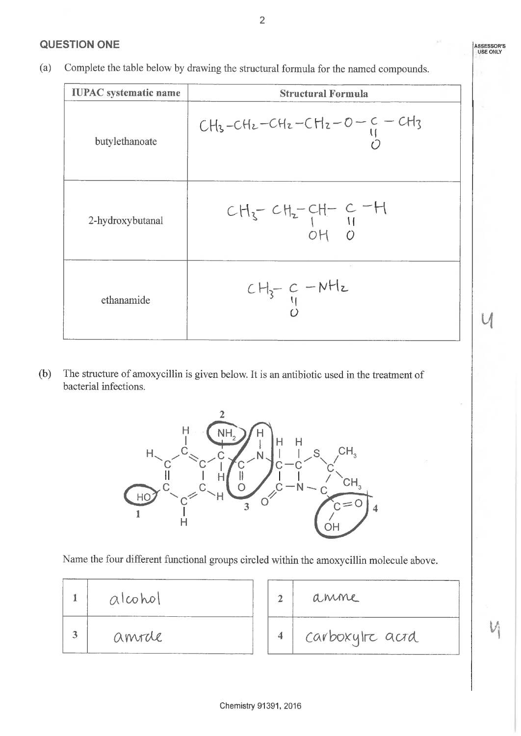## QUESTION ONE

(a) Complete the table below by drawing the structural formula for the named compounds.

| IUPAC systematic name | Structural Formula |
|---|---|
| butylethanoate | $CH_3-CH_2-CH_2-CH_2-O-C(=O)-CH_3$ |
| 2-hydroxybutanal | $CH_3-CH_2-CH(OH)-C(=O)-H$ |
| ethanamide | $CH_3-C(=O)-NH_2$ |

(b) The structure of amoxycillin is given below. It is an antibiotic used in the treatment of bacterial infections.

Name the four different functional groups circled within the amoxycillin molecule above.

| | |
|---|---|
| 1 | alcohol |
| 3 | amide |

| | |
|---|---|
| 2 | amine |
| 4 | carboxylic acid |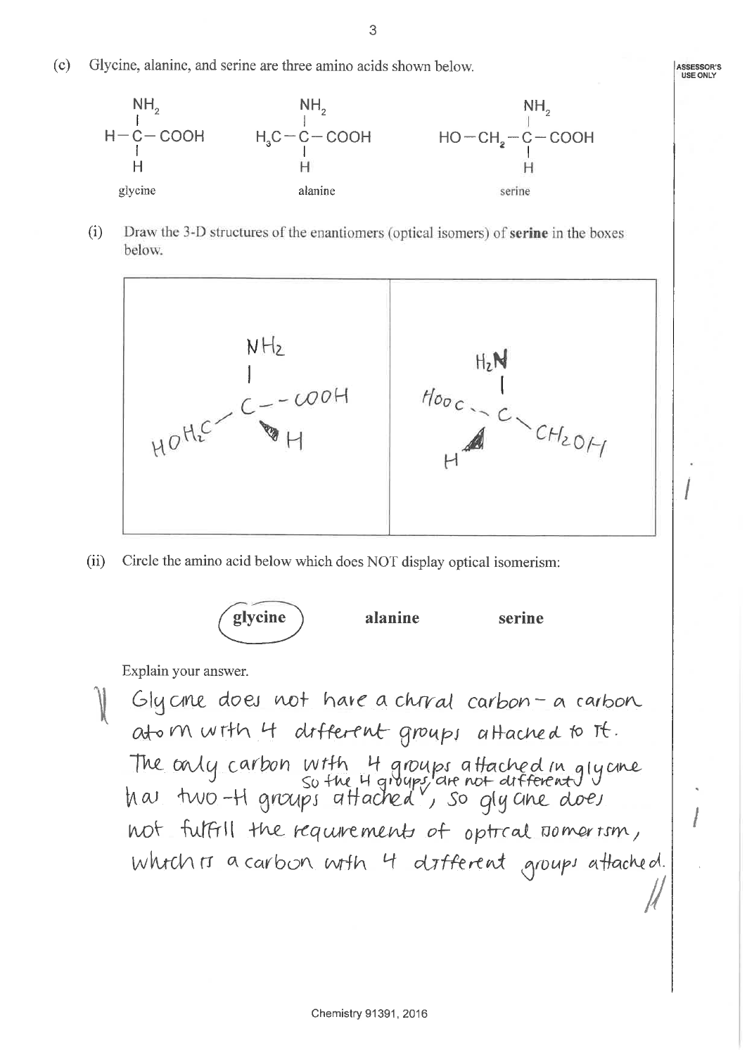(c) Glycine, alanine, and serine are three amino acids shown below.

| glycine | alanine | serine |
|---|---|---|
| $H-C(NH_2)(H)-COOH$ | $H_3C-C(NH_2)(H)-COOH$ | $HO-CH_2-C(NH_2)(H)-COOH$ |

(i) Draw the 3-D structures of the enantiomers (optical isomers) of **serine** in the boxes below.

| | |
|---|---|
| $NH_2$ / $HOH_2C$ — C — $COOH$ / H | $H_2N$ / $HOOC$ — C — $CH_2OH$ / H |

(ii) Circle the amino acid below which does NOT display optical isomerism:

**glycine** (circled) **alanine** **serine**

Explain your answer.

Glycine does not have a chiral carbon – a carbon atom with 4 different groups attached to it. The only carbon with 4 groups attached in glycine has two -H groups attached, so the 4 groups are not different, so glycine does not fulfill the requirements of optical isomerism, which is a carbon with 4 different groups attached.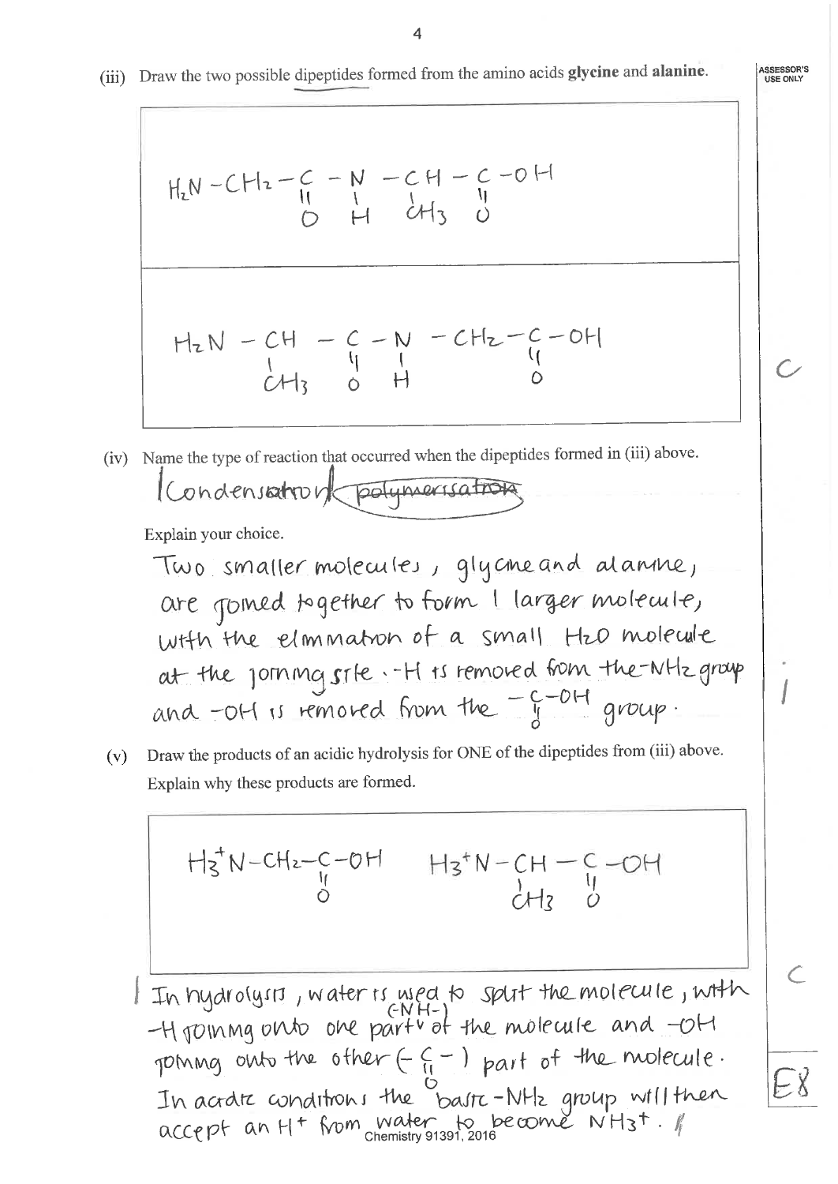(iii) Draw the two possible dipeptides formed from the amino acids **glycine** and **alanine**.

$$H_2N-CH_2-\underset{\underset{O}{||}}{C}-\underset{\underset{H}{|}}{N}-\underset{\underset{CH_3}{|}}{CH}-\underset{\underset{O}{||}}{C}-OH$$

$$H_2N-\underset{\underset{CH_3}{|}}{CH}-\underset{\underset{O}{||}}{C}-\underset{\underset{H}{|}}{N}-CH_2-\underset{\underset{O}{||}}{C}-OH$$

C

(iv) Name the type of reaction that occurred when the dipeptides formed in (iii) above.

Condensation ~~polymerisation~~

Explain your choice.

Two smaller molecules, glycine and alanine, are joined together to form 1 larger molecule, with the elimination of a small $H_2O$ molecule at the joining site. -H is removed from the -$NH_2$ group and -OH is removed from the $-\underset{\underset{O}{||}}{C}-OH$ group.

(v) Draw the products of an acidic hydrolysis for ONE of the dipeptides from (iii) above. Explain why these products are formed.

$$H_3^+N-CH_2-\underset{\underset{O}{||}}{C}-OH \qquad H_3^+N-\underset{\underset{CH_3}{|}}{CH}-\underset{\underset{O}{||}}{C}-OH$$

C

In hydrolysis, water is used to split the molecule, with -H joining onto one part (-NH-) of the molecule and -OH joining onto the other ($-\underset{\underset{O}{||}}{C}-$) part of the molecule. In acidic conditions the basic -$NH_2$ group will then accept an $H^+$ from water to become $NH_3^+$.

E8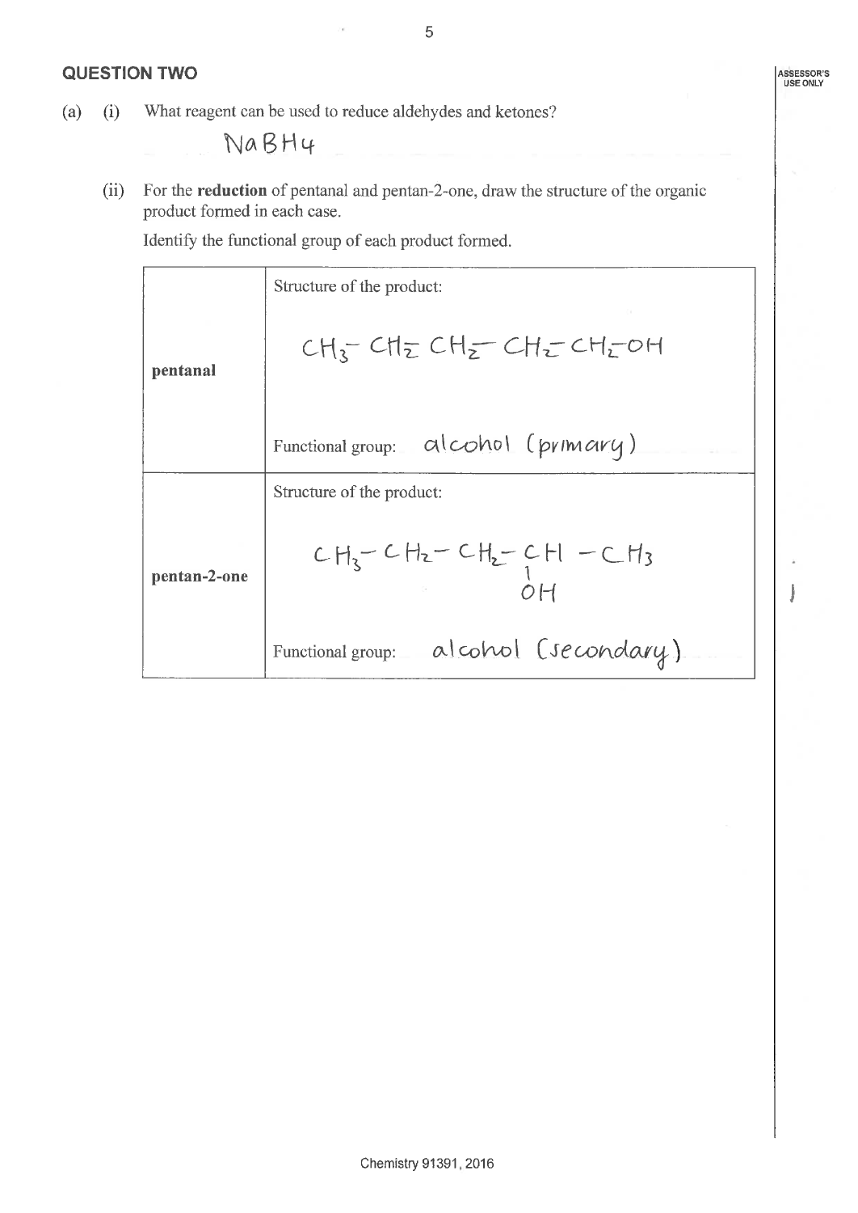## QUESTION TWO

(a) (i) What reagent can be used to reduce aldehydes and ketones?

$NaBH_4$

(ii) For the **reduction** of pentanal and pentan-2-one, draw the structure of the organic product formed in each case.

Identify the functional group of each product formed.

| | |
|---|---|
| **pentanal** | Structure of the product: $CH_3-CH_2-CH_2-CH_2-CH_2-OH$ <br><br> Functional group: alcohol (primary) |
| **pentan-2-one** | Structure of the product: $CH_3-CH_2-CH_2-CH(OH)-CH_3$ <br><br> Functional group: alcohol (secondary) |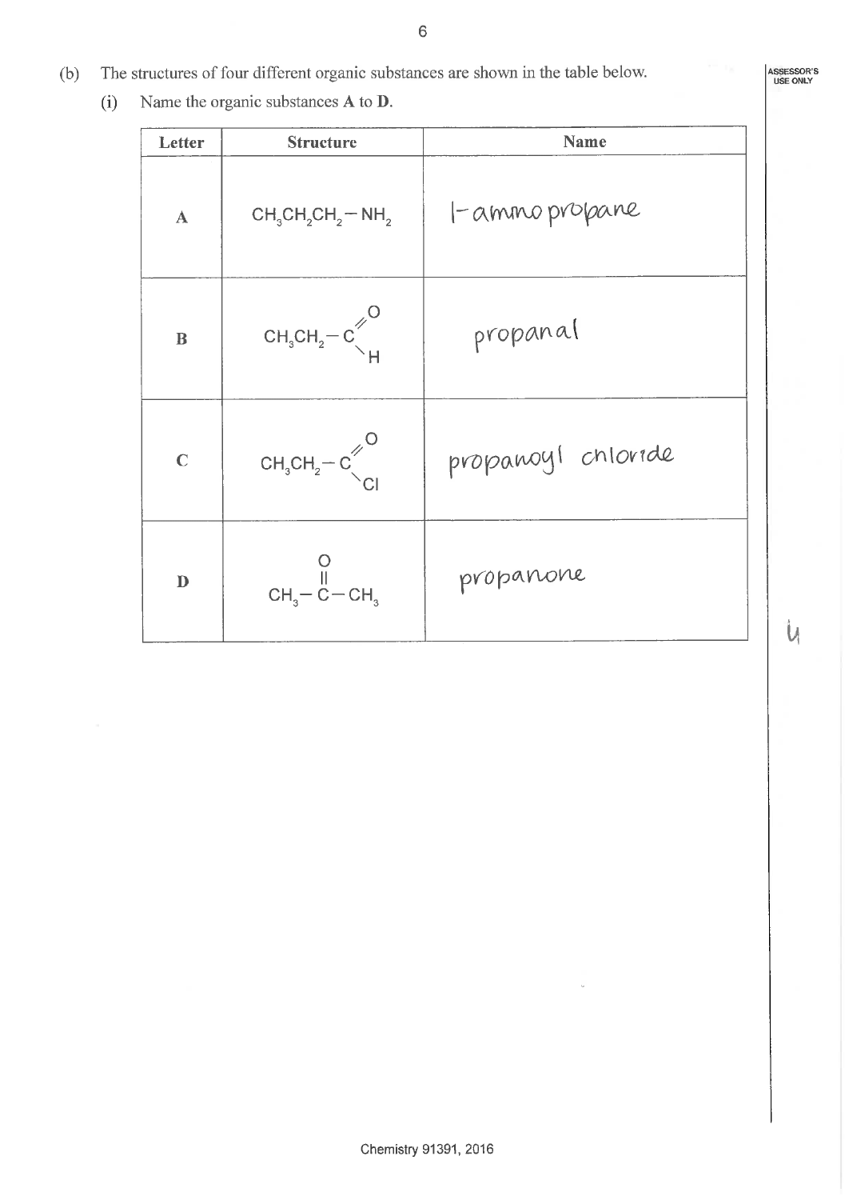(b) The structures of four different organic substances are shown in the table below.

(i) Name the organic substances **A** to **D**.

| Letter | Structure | Name |
|---|---|---|
| **A** | $CH_3CH_2CH_2-NH_2$ | 1-amino propane |
| **B** | $CH_3CH_2-C(=O)H$ | propanal |
| **C** | $CH_3CH_2-C(=O)Cl$ | propanoyl chloride |
| **D** | $CH_3-C(=O)-CH_3$ | propanone |

4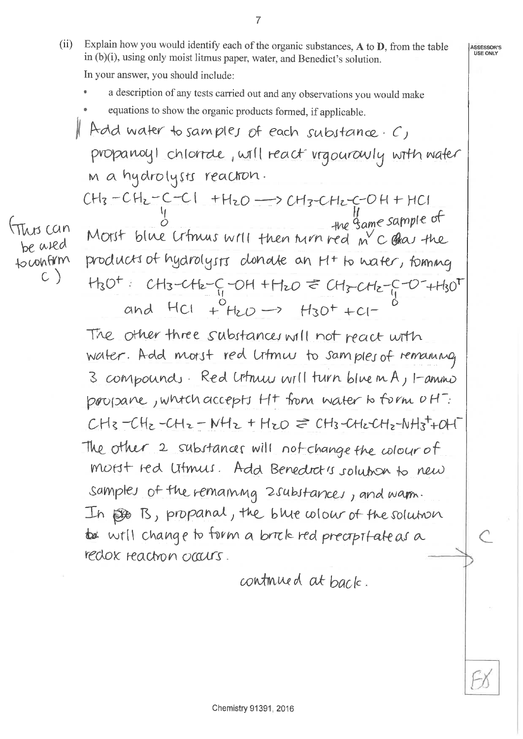(ii) Explain how you would identify each of the organic substances, **A** to **D**, from the table in (b)(i), using only moist litmus paper, water, and Benedict's solution.

In your answer, you should include:

- a description of any tests carried out and any observations you would make
- equations to show the organic products formed, if applicable.

ASSESSOR'S USE ONLY

Add water to samples of each substance. C, propanoyl chloride, will react vigorously with water in a hydrolysis reaction.

$$CH_3-CH_2-\underset{\underset{O}{\|}}{C}-Cl + H_2O \longrightarrow CH_3-CH_2-\overset{\overset{}{\|}}{C}-OH + HCl$$

(This can be used to confirm C) Moist blue litmus will then turn red in the same sample of C as the products of hydrolysis donate an $H^+$ to water, forming $H_3O^+$: $CH_3-CH_2-\underset{\underset{O}{\|}}{C}-OH + H_2O \rightleftharpoons CH_3-CH_2-\underset{\underset{O}{\|}}{C}-O^- + H_3O^+$

and $HCl + H_2O \longrightarrow H_3O^+ + Cl^-$

The other three substances will not react with water. Add moist red litmus to samples of remaining 3 compounds. Red litmus will turn blue in A, 1-amino propane, which accepts $H^+$ from water to form $OH^-$:

$CH_3-CH_2-CH_2-NH_2 + H_2O \rightleftharpoons CH_3-CH_2-CH_2-NH_3^+ + OH^-$

The other 2 substances will not change the colour of moist red litmus. Add Benedict's solution to new samples of the remaining 2 substances, and warm. In B, propanal, the blue colour of the solution will change to form a brick red precipitate as a redox reaction occurs.

continued at back.

C

EX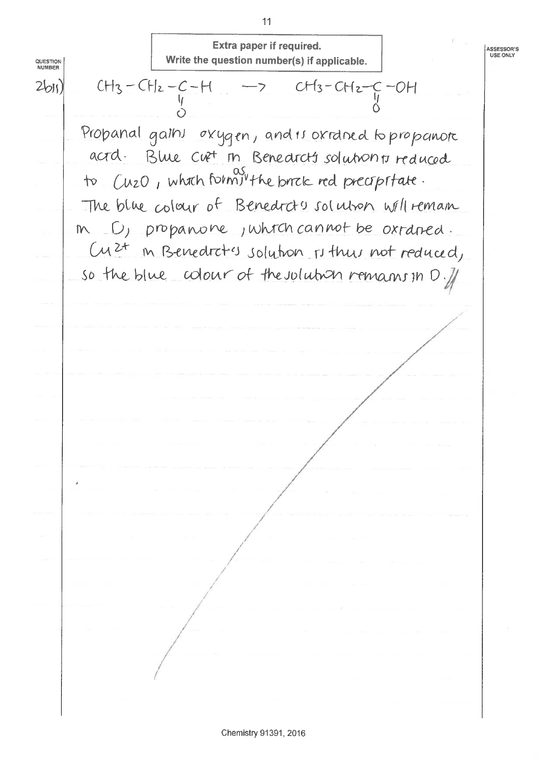**Extra paper if required.**
**Write the question number(s) if applicable.**

QUESTION NUMBER

2(b)(i)

$$CH_3-CH_2-\underset{\underset{O}{\|}}{C}-H \rightarrow CH_3-CH_2-\underset{\underset{O}{\|}}{C}-OH$$

Propanal gains oxygen, and is oxidised to propanoic acid. Blue $Cu^{2+}$ in Benedict's solution is reduced to $Cu_2O$, which forms as the brick red precipitate. The blue colour of Benedict's solution will remain in D, propanone, which cannot be oxidised. $Cu^{2+}$ in Benedict's solution is thus not reduced, so the blue colour of the solution remains in D.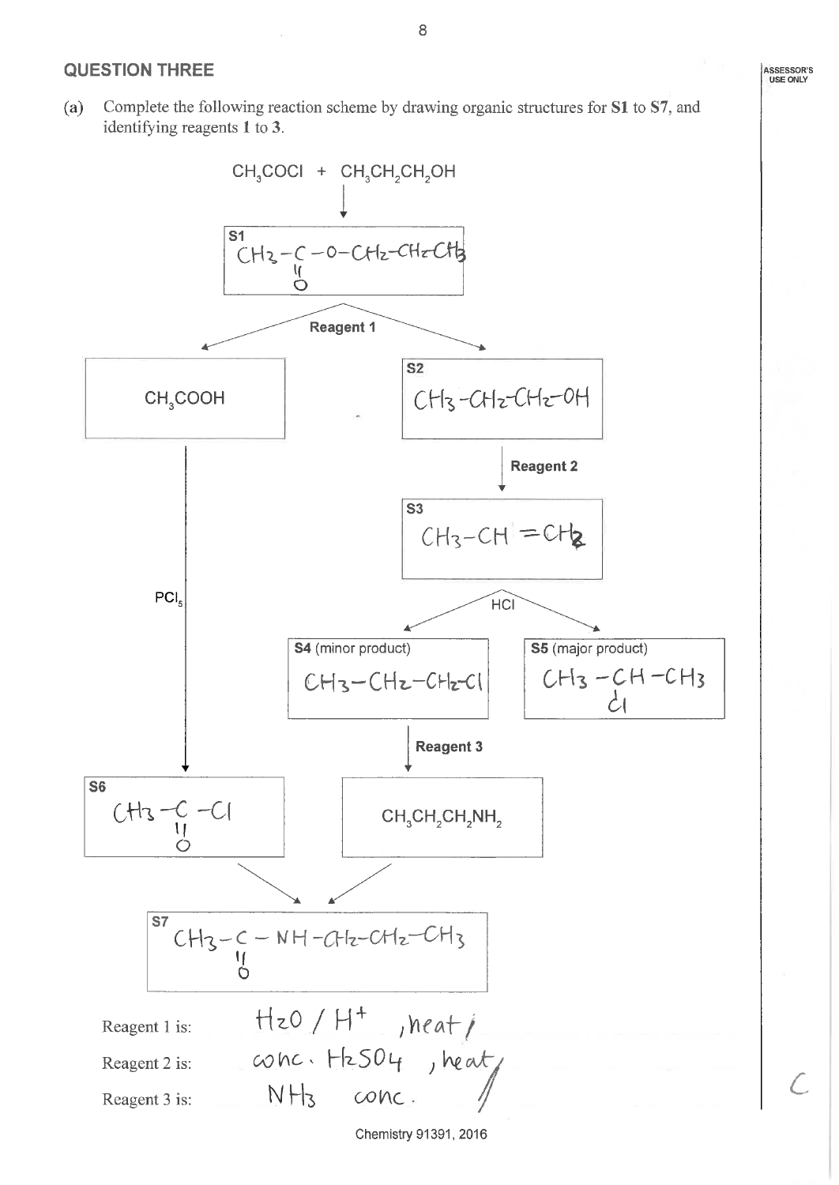## QUESTION THREE

ASSESSOR'S USE ONLY

(a) Complete the following reaction scheme by drawing organic structures for **S1** to **S7**, and identifying reagents **1** to **3**.

$CH_3COCl$ + $CH_3CH_2CH_2OH$

↓

**S1**: $CH_3-C(=O)-O-CH_2-CH_2-CH_3$

**Reagent 1** → $CH_3COOH$ and **S2**

**S2**: $CH_3-CH_2-CH_2-OH$

↓ **Reagent 2**

**S3**: $CH_3-CH=CH_2$

↓ HCl

**S4** (minor product): $CH_3-CH_2-CH_2-Cl$

**S5** (major product): $CH_3-CH(Cl)-CH_3$

**S4** ↓ **Reagent 3** → $CH_3CH_2CH_2NH_2$

$CH_3COOH$ ↓ $PCl_5$

**S6**: $CH_3-C(=O)-Cl$

**S6** + $CH_3CH_2CH_2NH_2$ →

**S7**: $CH_3-C(=O)-NH-CH_2-CH_2-CH_3$

Reagent 1 is: $H_2O$ / $H^+$, heat

Reagent 2 is: conc. $H_2SO_4$, heat

Reagent 3 is: $NH_3$ conc.

C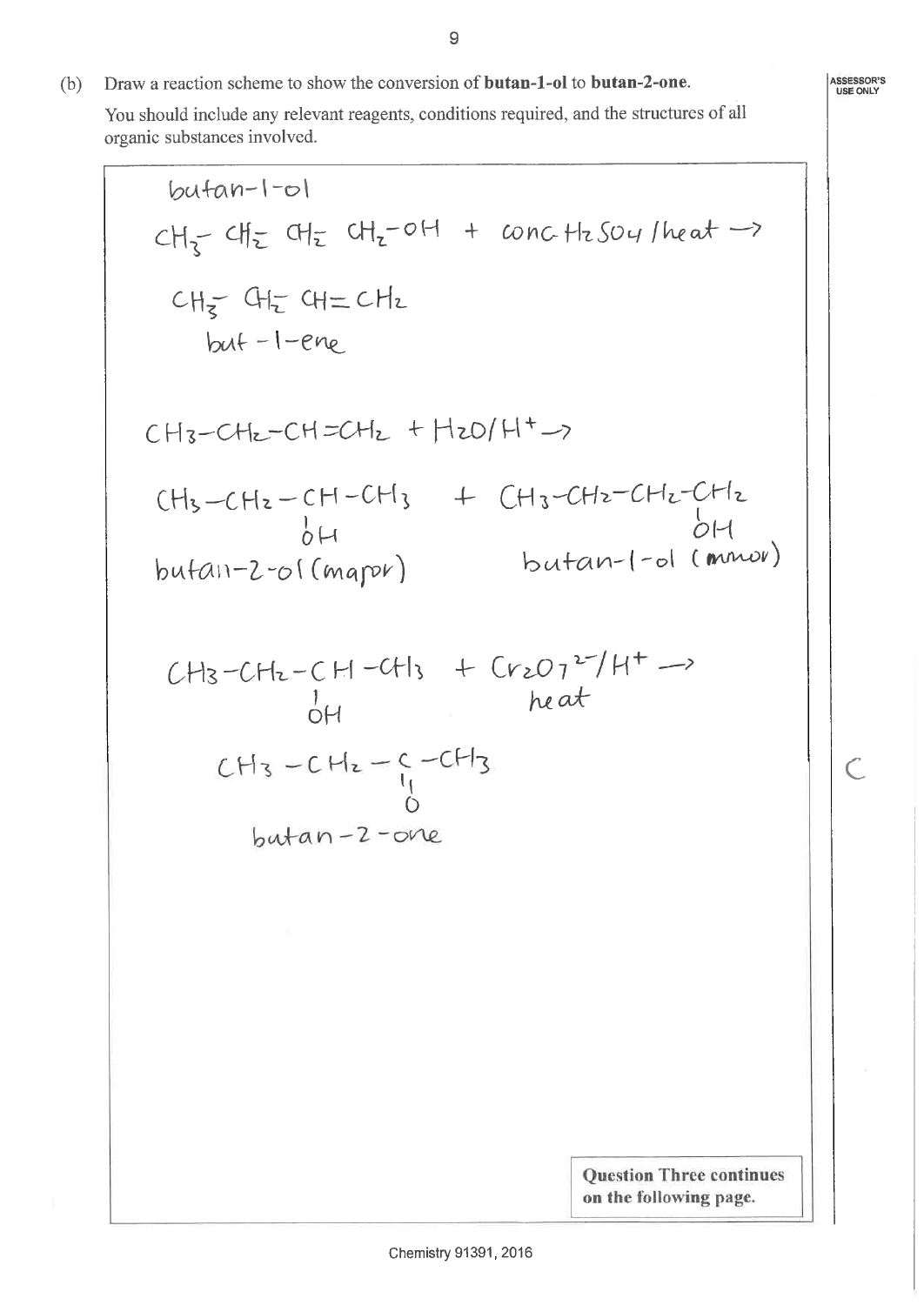(b) Draw a reaction scheme to show the conversion of **butan-1-ol** to **butan-2-one**.

You should include any relevant reagents, conditions required, and the structures of all organic substances involved.

butan-1-ol

$CH_3-CH_2-CH_2-CH_2-OH$ + conc $H_2SO_4$ / heat →

$CH_3-CH_2-CH=CH_2$

but-1-ene

$CH_3-CH_2-CH=CH_2$ + $H_2O/H^+$ →

$CH_3-CH_2-CH(OH)-CH_3$ + $CH_3-CH_2-CH_2-CH_2(OH)$

butan-2-ol (major)    butan-1-ol (minor)

$CH_3-CH_2-CH(OH)-CH_3$ + $Cr_2O_7^{2-}/H^+$ → heat

$CH_3-CH_2-C(=O)-CH_3$

butan-2-one

C

**Question Three continues on the following page.**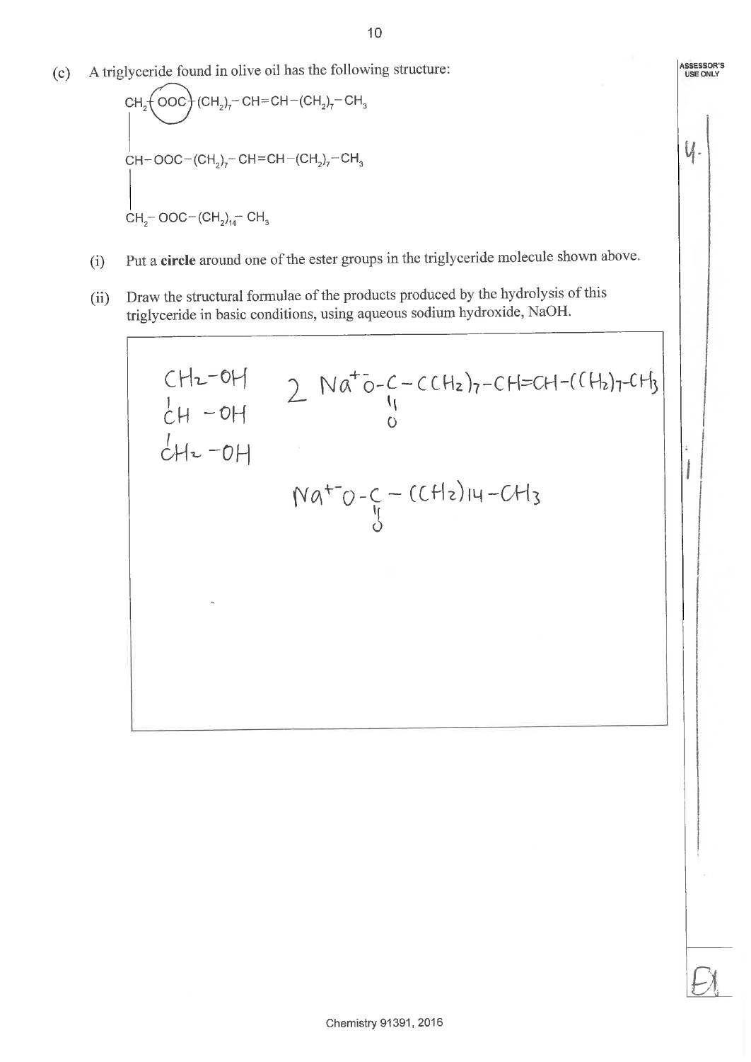(c) A triglyceride found in olive oil has the following structure:

$$CH_2-OOC-(CH_2)_7-CH=CH-(CH_2)_7-CH_3$$
$$CH-OOC-(CH_2)_7-CH=CH-(CH_2)_7-CH_3$$
$$CH_2-OOC-(CH_2)_{14}-CH_3$$

(i) Put a **circle** around one of the ester groups in the triglyceride molecule shown above.

(ii) Draw the structural formulae of the products produced by the hydrolysis of this triglyceride in basic conditions, using aqueous sodium hydroxide, NaOH.

$CH_2-OH$
$CH-OH$
$CH_2-OH$

$2\ Na^{+}\,{}^{-}O-C(=O)-(CH_2)_7-CH=CH-(CH_2)_7-CH_3$

$Na^{+}\,{}^{-}O-C(=O)-(CH_2)_{14}-CH_3$

ASSESSOR'S USE ONLY

4.

1

E1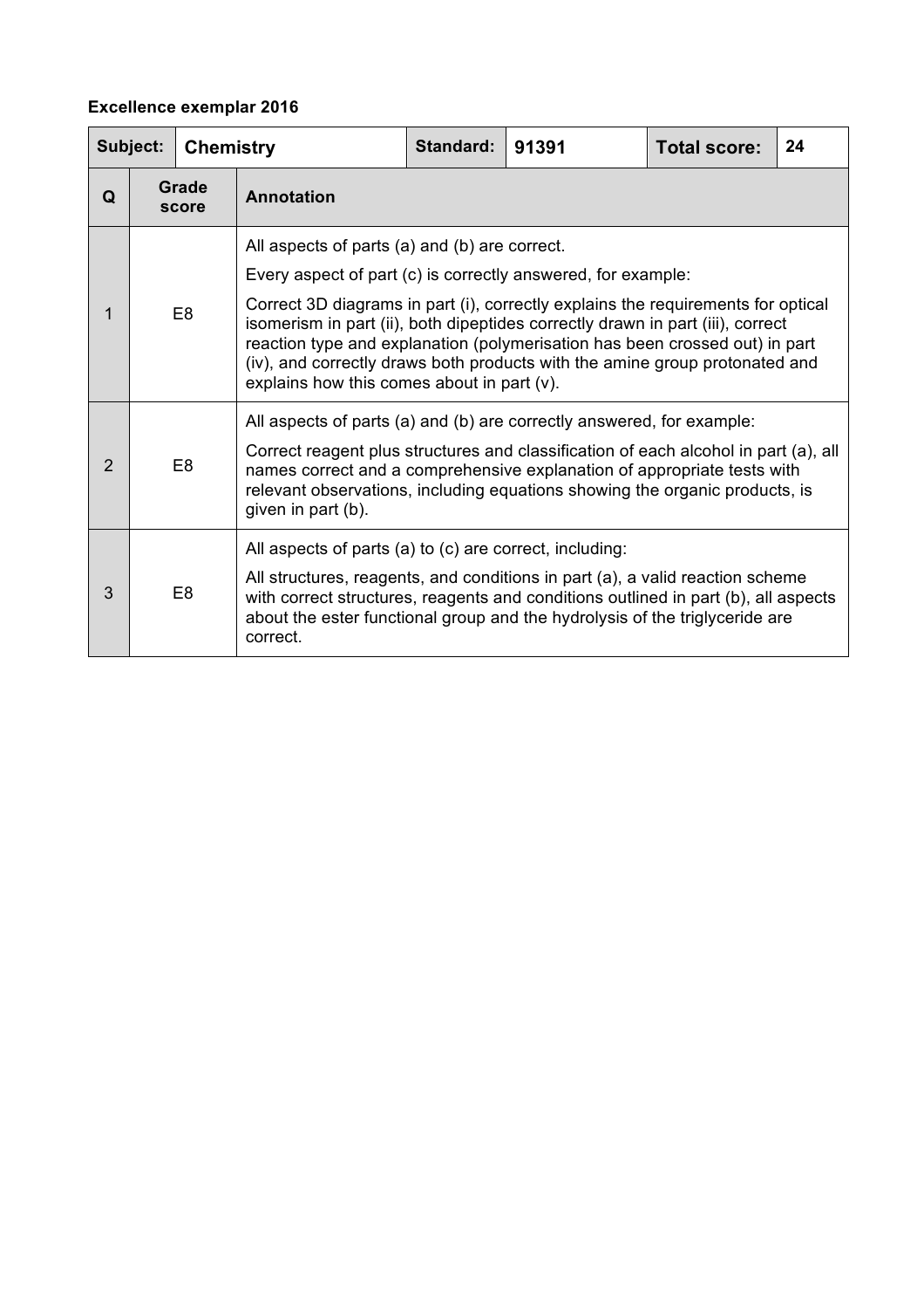**Excellence exemplar 2016**

| Subject: | Chemistry | Standard: | 91391 | Total score: | 24 |
|---|---|---|---|---|---|
| **Q** | **Grade score** | **Annotation** | | | |
| 1 | E8 | All aspects of parts (a) and (b) are correct.<br>Every aspect of part (c) is correctly answered, for example:<br>Correct 3D diagrams in part (i), correctly explains the requirements for optical isomerism in part (ii), both dipeptides correctly drawn in part (iii), correct reaction type and explanation (polymerisation has been crossed out) in part (iv), and correctly draws both products with the amine group protonated and explains how this comes about in part (v). | | | |
| 2 | E8 | All aspects of parts (a) and (b) are correctly answered, for example:<br>Correct reagent plus structures and classification of each alcohol in part (a), all names correct and a comprehensive explanation of appropriate tests with relevant observations, including equations showing the organic products, is given in part (b). | | | |
| 3 | E8 | All aspects of parts (a) to (c) are correct, including:<br>All structures, reagents, and conditions in part (a), a valid reaction scheme with correct structures, reagents and conditions outlined in part (b), all aspects about the ester functional group and the hydrolysis of the triglyceride are correct. | | | |